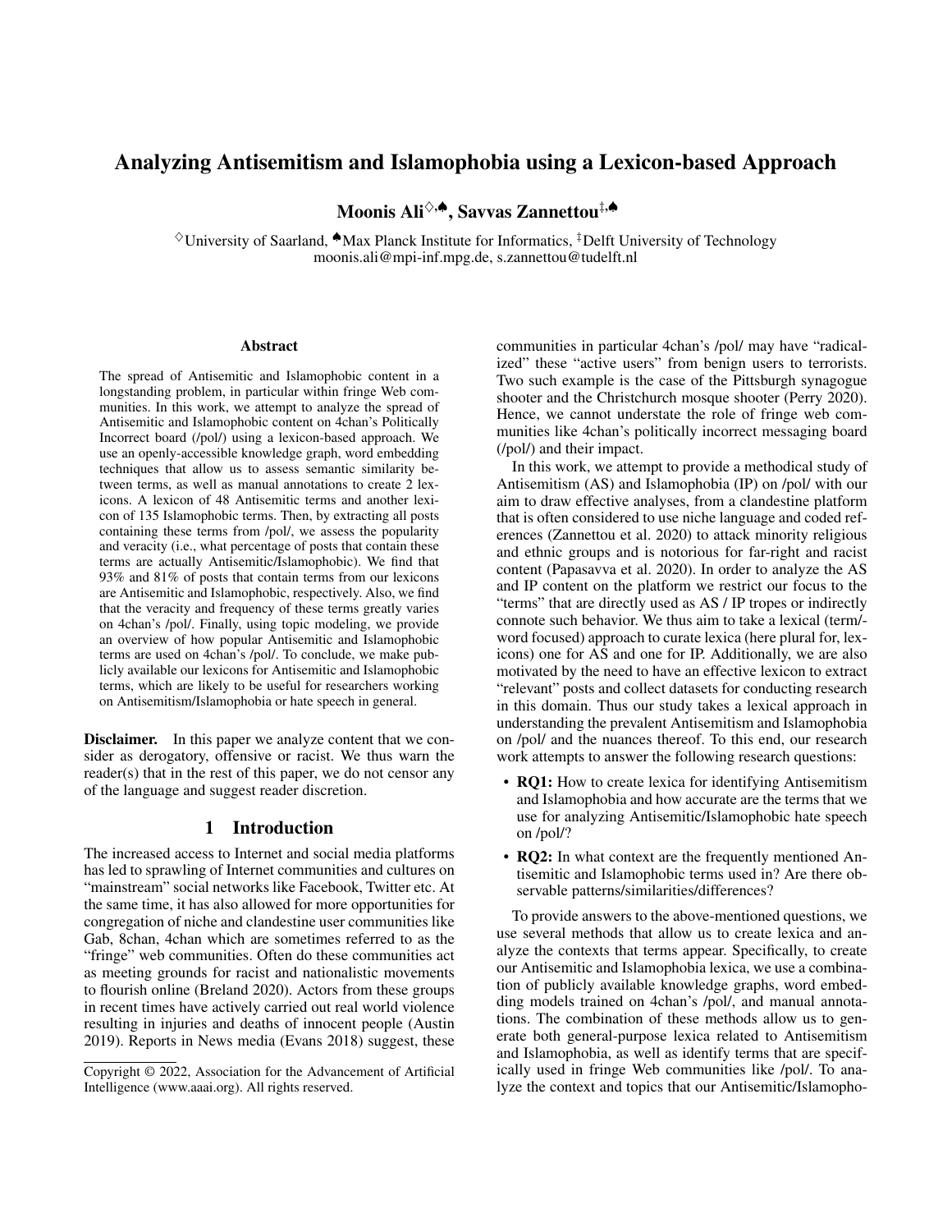# Analyzing Antisemitism and Islamophobia using a Lexicon-based Approach

**Moonis Ali**[◇,♠], **Savvas Zannettou**[‡,♠]

[◇]University of Saarland, [♠]Max Planck Institute for Informatics, [‡]Delft University of Technology
moonis.ali@mpi-inf.mpg.de, s.zannettou@tudelft.nl

### Abstract

The spread of Antisemitic and Islamophobic content in a longstanding problem, in particular within fringe Web communities. In this work, we attempt to analyze the spread of Antisemitic and Islamophobic content on 4chan's Politically Incorrect board (/pol/) using a lexicon-based approach. We use an openly-accessible knowledge graph, word embedding techniques that allow us to assess semantic similarity between terms, as well as manual annotations to create 2 lexicons. A lexicon of 48 Antisemitic terms and another lexicon of 135 Islamophobic terms. Then, by extracting all posts containing these terms from /pol/, we assess the popularity and veracity (i.e., what percentage of posts that contain these terms are actually Antisemitic/Islamophobic). We find that 93% and 81% of posts that contain terms from our lexicons are Antisemitic and Islamophobic, respectively. Also, we find that the veracity and frequency of these terms greatly varies on 4chan's /pol/. Finally, using topic modeling, we provide an overview of how popular Antisemitic and Islamophobic terms are used on 4chan's /pol/. To conclude, we make publicly available our lexicons for Antisemitic and Islamophobic terms, which are likely to be useful for researchers working on Antisemitism/Islamophobia or hate speech in general.

**Disclaimer.** In this paper we analyze content that we consider as derogatory, offensive or racist. We thus warn the reader(s) that in the rest of this paper, we do not censor any of the language and suggest reader discretion.

## 1 Introduction

The increased access to Internet and social media platforms has led to sprawling of Internet communities and cultures on "mainstream" social networks like Facebook, Twitter etc. At the same time, it has also allowed for more opportunities for congregation of niche and clandestine user communities like Gab, 8chan, 4chan which are sometimes referred to as the "fringe" web communities. Often do these communities act as meeting grounds for racist and nationalistic movements to flourish online (Breland 2020). Actors from these groups in recent times have actively carried out real world violence resulting in injuries and deaths of innocent people (Austin 2019). Reports in News media (Evans 2018) suggest, these communities in particular 4chan's /pol/ may have "radicalized" these "active users" from benign users to terrorists. Two such example is the case of the Pittsburgh synagogue shooter and the Christchurch mosque shooter (Perry 2020). Hence, we cannot understate the role of fringe web communities like 4chan's politically incorrect messaging board (/pol/) and their impact.

In this work, we attempt to provide a methodical study of Antisemitism (AS) and Islamophobia (IP) on /pol/ with our aim to draw effective analyses, from a clandestine platform that is often considered to use niche language and coded references (Zannettou et al. 2020) to attack minority religious and ethnic groups and is notorious for far-right and racist content (Papasavva et al. 2020). In order to analyze the AS and IP content on the platform we restrict our focus to the "terms" that are directly used as AS / IP tropes or indirectly connote such behavior. We thus aim to take a lexical (term/word focused) approach to curate lexica (here plural for, lexicons) one for AS and one for IP. Additionally, we are also motivated by the need to have an effective lexicon to extract "relevant" posts and collect datasets for conducting research in this domain. Thus our study takes a lexical approach in understanding the prevalent Antisemitism and Islamophobia on /pol/ and the nuances thereof. To this end, our research work attempts to answer the following research questions:

- **RQ1:** How to create lexica for identifying Antisemitism and Islamophobia and how accurate are the terms that we use for analyzing Antisemitic/Islamophobic hate speech on /pol/?
- **RQ2:** In what context are the frequently mentioned Antisemitic and Islamophobic terms used in? Are there observable patterns/similarities/differences?

To provide answers to the above-mentioned questions, we use several methods that allow us to create lexica and analyze the contexts that terms appear. Specifically, to create our Antisemitic and Islamophobia lexica, we use a combination of publicly available knowledge graphs, word embedding models trained on 4chan's /pol/, and manual annotations. The combination of these methods allow us to generate both general-purpose lexica related to Antisemitism and Islamophobia, as well as identify terms that are specifically used in fringe Web communities like /pol/. To analyze the context and topics that our Antisemitic/Islamopho-

Copyright © 2022, Association for the Advancement of Artificial Intelligence (www.aaai.org). All rights reserved.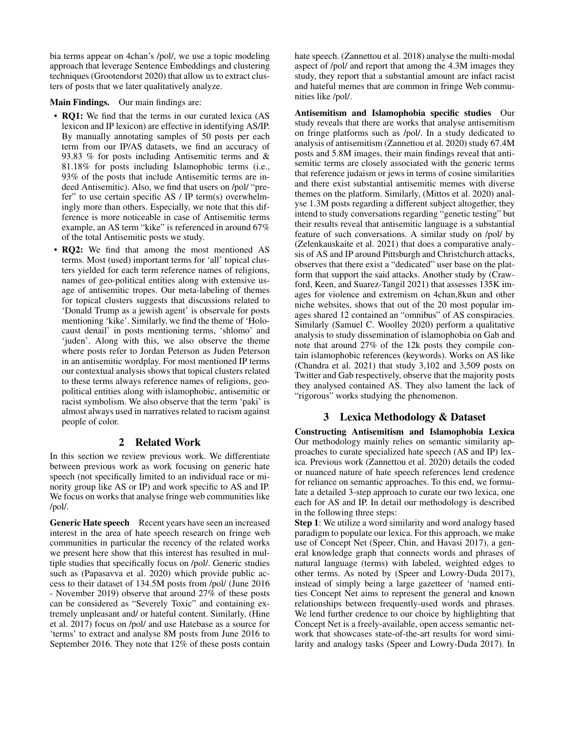bia terms appear on 4chan's /pol/, we use a topic modeling approach that leverage Sentence Embeddings and clustering techniques (Grootendorst 2020) that allow us to extract clusters of posts that we later qualitatively analyze.

**Main Findings.** Our main findings are:

- **RQ1:** We find that the terms in our curated lexica (AS lexicon and IP lexicon) are effective in identifying AS/IP. By manually annotating samples of 50 posts per each term from our IP/AS datasets, we find an accuracy of 93.83 % for posts including Antisemitic terms and & 81.18% for posts including Islamophobic terms (i.e., 93% of the posts that include Antisemitic terms are indeed Antisemitic). Also, we find that users on /pol/ "prefer" to use certain specific AS / IP term(s) overwhelmingly more than others. Especially, we note that this difference is more noticeable in case of Antisemitic terms example, an AS term "kike" is referenced in around 67% of the total Antisemitic posts we study.
- **RQ2:** We find that among the most mentioned AS terms. Most (used) important terms for 'all' topical clusters yielded for each term reference names of religions, names of geo-political entities along with extensive usage of antisemitic tropes. Our meta-labeling of themes for topical clusters suggests that discussions related to 'Donald Trump as a jewish agent' is observale for posts mentioning 'kike'. Similarly, we find the theme of 'Holocaust denail' in posts mentioning terms, 'shlomo' and 'juden'. Along with this, we also observe the theme where posts refer to Jordan Peterson as Juden Peterson in an antisemitic wordplay. For most mentioned IP terms our contextual analysis shows that topical clusters related to these terms always reference names of religions, geopolitical entities along with islamophobic, antisemitic or racist symbolism. We also observe that the term 'paki' is almost always used in narratives related to racism against people of color.

## 2 Related Work

In this section we review previous work. We differentiate between previous work as work focusing on generic hate speech (not specifically limited to an individual race or minority group like AS or IP) and work specific to AS and IP. We focus on works that analyse fringe web communities like /pol/.

**Generic Hate speech** Recent years have seen an increased interest in the area of hate speech research on fringe web communities in particular the recency of the related works we present here show that this interest has resulted in multiple studies that specifically focus on /pol/. Generic studies such as (Papasavva et al. 2020) which provide public access to their dataset of 134.5M posts from /pol/ (June 2016 - November 2019) observe that around 27% of these posts can be considered as "Severely Toxic" and containing extremely unpleasant and/ or hateful content. Similarly, (Hine et al. 2017) focus on /pol/ and use Hatebase as a source for 'terms' to extract and analyse 8M posts from June 2016 to September 2016. They note that 12% of these posts contain hate speech. (Zannettou et al. 2018) analyse the multi-modal aspect of /pol/ and report that among the 4.3M images they study, they report that a substantial amount are infact racist and hateful memes that are common in fringe Web communities like /pol/.

**Antisemitism and Islamophobia specific studies** Our study reveals that there are works that analyse antisemitism on fringe platforms such as /pol/. In a study dedicated to analysis of antisemitism (Zannettou et al. 2020) study 67.4M posts and 5.8M images, their main findings reveal that antisemitic terms are closely associated with the generic terms that reference judaism or jews in terms of cosine similarities and there exist substantial antisemitic memes with diverse themes on the platform. Similarly, (Mittos et al. 2020) analyse 1.3M posts regarding a different subject altogether, they intend to study conversations regarding "genetic testing" but their results reveal that antisemitic language is a substantial feature of such conversations. A similar study on /pol/ by (Zelenkauskaite et al. 2021) that does a comparative analysis of AS and IP around Pittsburgh and Christchurch attacks, observes that there exist a "dedicated" user base on the platform that support the said attacks. Another study by (Crawford, Keen, and Suarez-Tangil 2021) that assesses 135K images for violence and extremism on 4chan,8kun and other niche websites, shows that out of the 20 most popular images shared 12 contained an "omnibus" of AS conspiracies. Similarly (Samuel C. Woolley 2020) perform a qualitative analysis to study dissemination of islamophobia on Gab and note that around 27% of the 12k posts they compile contain islamophobic references (keywords). Works on AS like (Chandra et al. 2021) that study 3,102 and 3,509 posts on Twitter and Gab respectively, observe that the majority posts they analysed contained AS. They also lament the lack of "rigorous" works studying the phenomenon.

## 3 Lexica Methodology & Dataset

**Constructing Antisemitism and Islamophobia Lexica** Our methodology mainly relies on semantic similarity approaches to curate specialized hate speech (AS and IP) lexica. Previous work (Zannettou et al. 2020) details the coded or nuanced nature of hate speech references lend credence for reliance on semantic approaches. To this end, we formulate a detailed 3-step approach to curate our two lexica, one each for AS and IP. In detail our methodology is described in the following three steps:

**Step 1**: We utilize a word similarity and word analogy based paradigm to populate our lexica. For this approach, we make use of Concept Net (Speer, Chin, and Havasi 2017), a general knowledge graph that connects words and phrases of natural language (terms) with labeled, weighted edges to other terms. As noted by (Speer and Lowry-Duda 2017), instead of simply being a large gazetteer of 'named entities Concept Net aims to represent the general and known relationships between frequently-used words and phrases. We lend further credence to our choice by highlighting that Concept Net is a freely-available, open access semantic network that showcases state-of-the-art results for word similarity and analogy tasks (Speer and Lowry-Duda 2017). In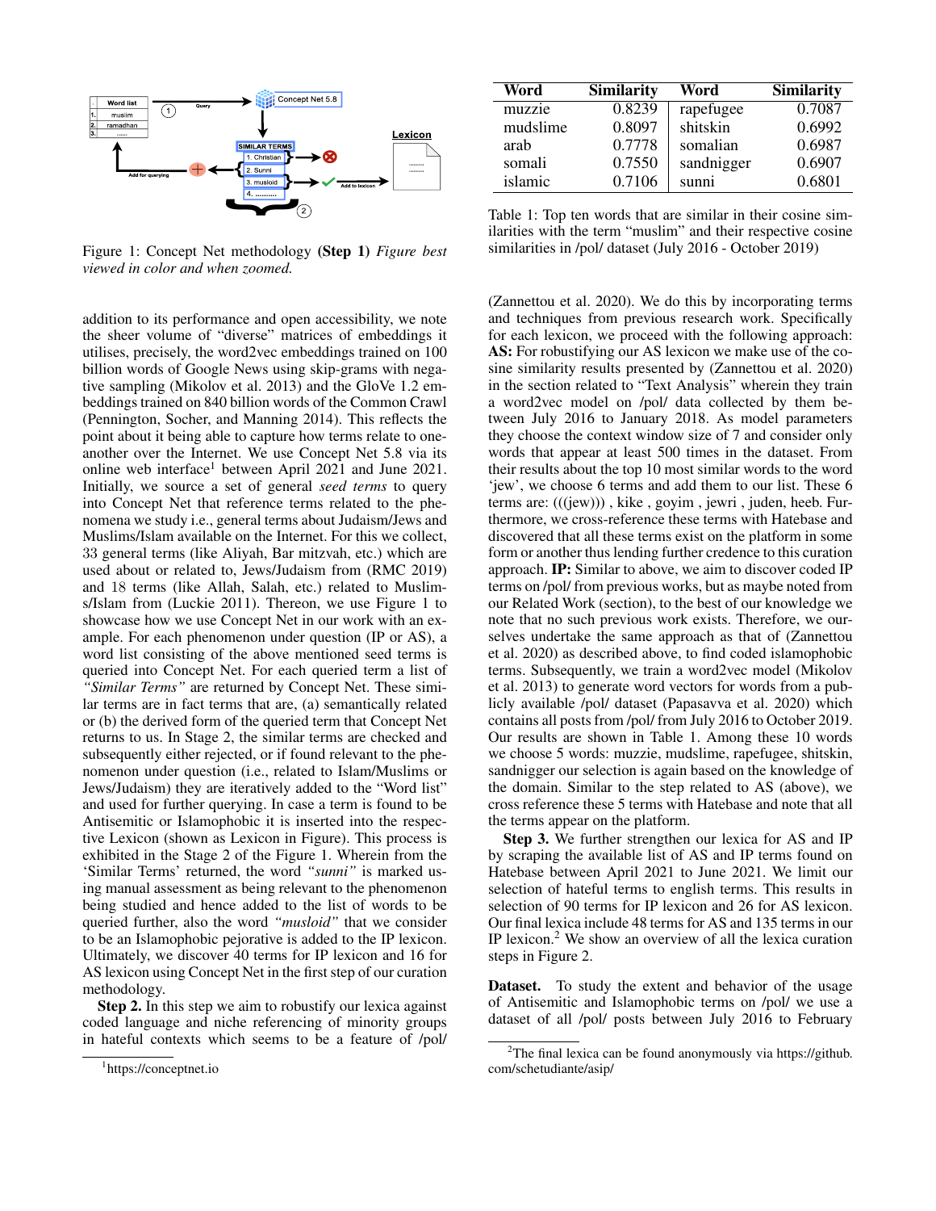Figure 1: Concept Net methodology **(Step 1)** *Figure best viewed in color and when zoomed.*

addition to its performance and open accessibility, we note the sheer volume of "diverse" matrices of embeddings it utilises, precisely, the word2vec embeddings trained on 100 billion words of Google News using skip-grams with negative sampling (Mikolov et al. 2013) and the GloVe 1.2 embeddings trained on 840 billion words of the Common Crawl (Pennington, Socher, and Manning 2014). This reflects the point about it being able to capture how terms relate to one-another over the Internet. We use Concept Net 5.8 via its online web interface[1] between April 2021 and June 2021. Initially, we source a set of general *seed terms* to query into Concept Net that reference terms related to the phenomena we study i.e., general terms about Judaism/Jews and Muslims/Islam available on the Internet. For this we collect, 33 general terms (like Aliyah, Bar mitzvah, etc.) which are used about or related to, Jews/Judaism from (RMC 2019) and 18 terms (like Allah, Salah, etc.) related to Muslims/Islam from (Luckie 2011). Thereon, we use Figure 1 to showcase how we use Concept Net in our work with an example. For each phenomenon under question (IP or AS), a word list consisting of the above mentioned seed terms is queried into Concept Net. For each queried term a list of *"Similar Terms"* are returned by Concept Net. These similar terms are in fact terms that are, (a) semantically related or (b) the derived form of the queried term that Concept Net returns to us. In Stage 2, the similar terms are checked and subsequently either rejected, or if found relevant to the phenomenon under question (i.e., related to Islam/Muslims or Jews/Judaism) they are iteratively added to the "Word list" and used for further querying. In case a term is found to be Antisemitic or Islamophobic it is inserted into the respective Lexicon (shown as Lexicon in Figure). This process is exhibited in the Stage 2 of the Figure 1. Wherein from the 'Similar Terms' returned, the word *"sunni"* is marked using manual assessment as being relevant to the phenomenon being studied and hence added to the list of words to be queried further, also the word *"musloid"* that we consider to be an Islamophobic pejorative is added to the IP lexicon. Ultimately, we discover 40 terms for IP lexicon and 16 for AS lexicon using Concept Net in the first step of our curation methodology.

**Step 2.** In this step we aim to robustify our lexica against coded language and niche referencing of minority groups in hateful contexts which seems to be a feature of /pol/ (Zannettou et al. 2020). We do this by incorporating terms and techniques from previous research work. Specifically for each lexicon, we proceed with the following approach: **AS:** For robustifying our AS lexicon we make use of the cosine similarity results presented by (Zannettou et al. 2020) in the section related to "Text Analysis" wherein they train a word2vec model on /pol/ data collected by them between July 2016 to January 2018. As model parameters they choose the context window size of 7 and consider only words that appear at least 500 times in the dataset. From their results about the top 10 most similar words to the word 'jew', we choose 6 terms and add them to our list. These 6 terms are: (((jew))) , kike , goyim , jewri , juden, heeb. Furthermore, we cross-reference these terms with Hatebase and discovered that all these terms exist on the platform in some form or another thus lending further credence to this curation approach. **IP:** Similar to above, we aim to discover coded IP terms on /pol/ from previous works, but as maybe noted from our Related Work (section), to the best of our knowledge we note that no such previous work exists. Therefore, we ourselves undertake the same approach as that of (Zannettou et al. 2020) as described above, to find coded islamophobic terms. Subsequently, we train a word2vec model (Mikolov et al. 2013) to generate word vectors for words from a publicly available /pol/ dataset (Papasavva et al. 2020) which contains all posts from /pol/ from July 2016 to October 2019. Our results are shown in Table 1. Among these 10 words we choose 5 words: muzzie, mudslime, rapefugee, shitskin, sandnigger our selection is again based on the knowledge of the domain. Similar to the step related to AS (above), we cross reference these 5 terms with Hatebase and note that all the terms appear on the platform.

| Word | Similarity | Word | Similarity |
|---|---|---|---|
| muzzie | 0.8239 | rapefugee | 0.7087 |
| mudslime | 0.8097 | shitskin | 0.6992 |
| arab | 0.7778 | somalian | 0.6987 |
| somali | 0.7550 | sandnigger | 0.6907 |
| islamic | 0.7106 | sunni | 0.6801 |

Table 1: Top ten words that are similar in their cosine similarities with the term "muslim" and their respective cosine similarities in /pol/ dataset (July 2016 - October 2019)

**Step 3.** We further strengthen our lexica for AS and IP by scraping the available list of AS and IP terms found on Hatebase between April 2021 to June 2021. We limit our selection of hateful terms to english terms. This results in selection of 90 terms for IP lexicon and 26 for AS lexicon. Our final lexica include 48 terms for AS and 135 terms in our IP lexicon.[2] We show an overview of all the lexica curation steps in Figure 2.

**Dataset.** To study the extent and behavior of the usage of Antisemitic and Islamophobic terms on /pol/ we use a dataset of all /pol/ posts between July 2016 to February

[1] https://conceptnet.io

[2] The final lexica can be found anonymously via https://github.com/schetudiante/asip/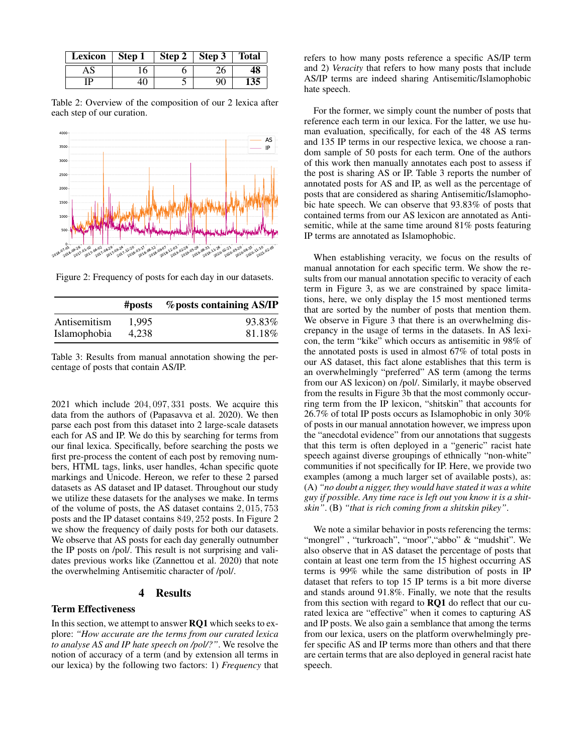| Lexicon | Step 1 | Step 2 | Step 3 | Total |
|---|---|---|---|---|
| AS | 16 | 6 | 26 | **48** |
| IP | 40 | 5 | 90 | **135** |

Table 2: Overview of the composition of our 2 lexica after each step of our curation.

Figure 2: Frequency of posts for each day in our datasets.

| | #posts | %posts containing AS/IP |
|---|---|---|
| Antisemitism | 1,995 | 93.83% |
| Islamophobia | 4,238 | 81.18% |

Table 3: Results from manual annotation showing the percentage of posts that contain AS/IP.

2021 which include 204,097,331 posts. We acquire this data from the authors of (Papasavva et al. 2020). We then parse each post from this dataset into 2 large-scale datasets each for AS and IP. We do this by searching for terms from our final lexica. Specifically, before searching the posts we first pre-process the content of each post by removing numbers, HTML tags, links, user handles, 4chan specific quote markings and Unicode. Hereon, we refer to these 2 parsed datasets as AS dataset and IP dataset. Throughout our study we utilize these datasets for the analyses we make. In terms of the volume of posts, the AS dataset contains 2,015,753 posts and the IP dataset contains 849,252 posts. In Figure 2 we show the frequency of daily posts for both our datasets. We observe that AS posts for each day generally outnumber the IP posts on /pol/. This result is not surprising and validates previous works like (Zannettou et al. 2020) that note the overwhelming Antisemitic character of /pol/.

## 4 Results

### Term Effectiveness

In this section, we attempt to answer **RQ1** which seeks to explore: *"How accurate are the terms from our curated lexica to analyse AS and IP hate speech on /pol/?"*. We resolve the notion of accuracy of a term (and by extension all terms in our lexica) by the following two factors: 1) *Frequency* that refers to how many posts reference a specific AS/IP term and 2) *Veracity* that refers to how many posts that include AS/IP terms are indeed sharing Antisemitic/Islamophobic hate speech.

For the former, we simply count the number of posts that reference each term in our lexica. For the latter, we use human evaluation, specifically, for each of the 48 AS terms and 135 IP terms in our respective lexica, we choose a random sample of 50 posts for each term. One of the authors of this work then manually annotates each post to assess if the post is sharing AS or IP. Table 3 reports the number of annotated posts for AS and IP, as well as the percentage of posts that are considered as sharing Antisemitic/Islamophobic hate speech. We can observe that 93.83% of posts that contained terms from our AS lexicon are annotated as Antisemitic, while at the same time around 81% posts featuring IP terms are annotated as Islamophobic.

When establishing veracity, we focus on the results of manual annotation for each specific term. We show the results from our manual annotation specific to veracity of each term in Figure 3, as we are constrained by space limitations, here, we only display the 15 most mentioned terms that are sorted by the number of posts that mention them. We observe in Figure 3 that there is an overwhelming discrepancy in the usage of terms in the datasets. In AS lexicon, the term "kike" which occurs as antisemitic in 98% of the annotated posts is used in almost 67% of total posts in our AS dataset, this fact alone establishes that this term is an overwhelmingly "preferred" AS term (among the terms from our AS lexicon) on /pol/. Similarly, it maybe observed from the results in Figure 3b that the most commonly occurring term from the IP lexicon, "shitskin" that accounts for 26.7% of total IP posts occurs as Islamophobic in only 30% of posts in our manual annotation however, we impress upon the "anecdotal evidence" from our annotations that suggests that this term is often deployed in a "generic" racist hate speech against diverse groupings of ethnically "non-white" communities if not specifically for IP. Here, we provide two examples (among a much larger set of available posts), as: (A) *"no doubt a nigger, they would have stated it was a white guy if possible. Any time race is left out you know it is a shitskin"*. (B) *"that is rich coming from a shitskin pikey"*.

We note a similar behavior in posts referencing the terms: "mongrel" , "turkroach", "moor","abbo" & "mudshit". We also observe that in AS dataset the percentage of posts that contain at least one term from the 15 highest occurring AS terms is 99% while the same distribution of posts in IP dataset that refers to top 15 IP terms is a bit more diverse and stands around 91.8%. Finally, we note that the results from this section with regard to **RQ1** do reflect that our curated lexica are "effective" when it comes to capturing AS and IP posts. We also gain a semblance that among the terms from our lexica, users on the platform overwhelmingly prefer specific AS and IP terms more than others and that there are certain terms that are also deployed in general racist hate speech.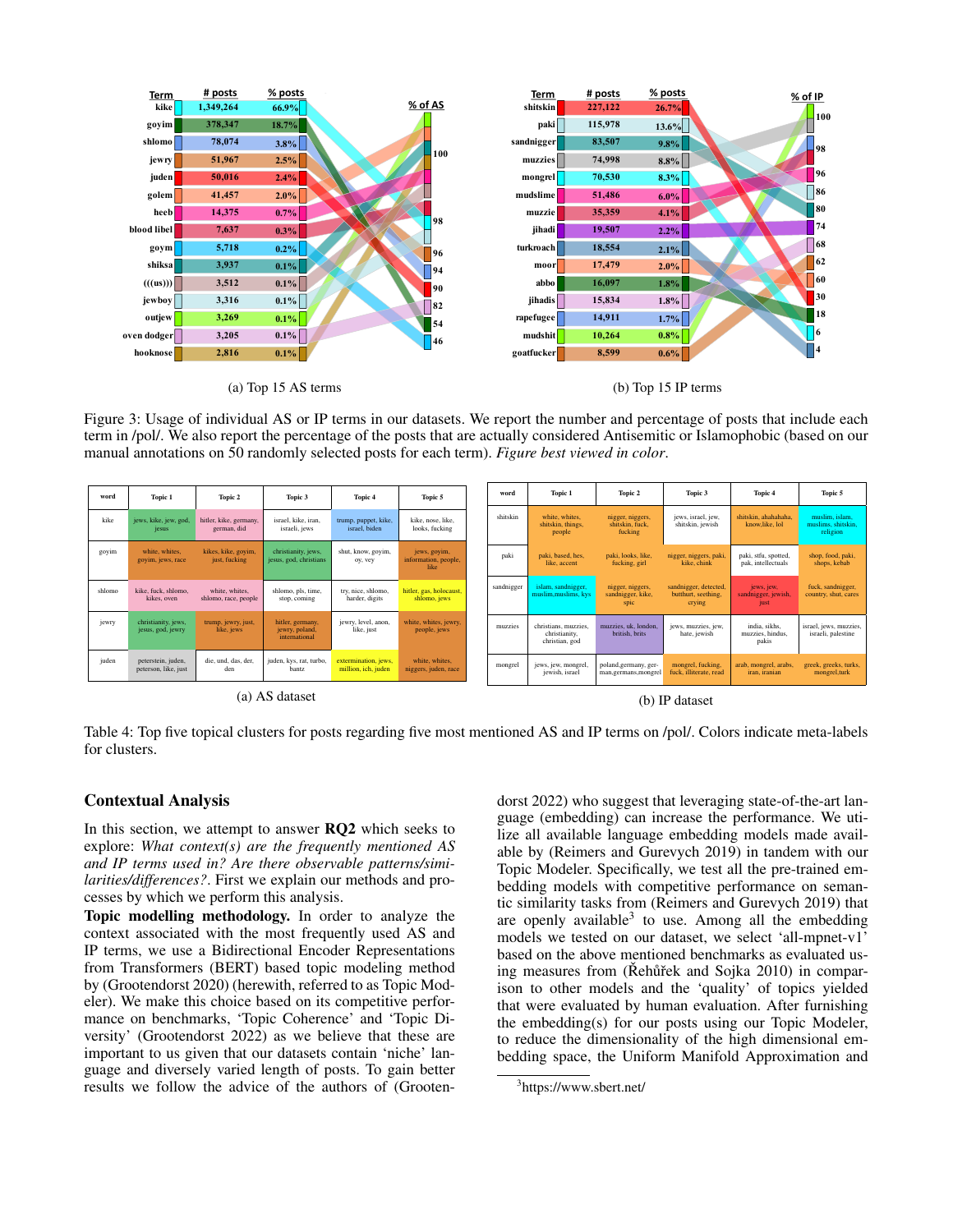| Term | # posts | % posts |
|---|---|---|
| kike | 1,349,264 | 66.9% |
| goyim | 378,347 | 18.7% |
| shlomo | 78,074 | 3.8% |
| jewry | 51,967 | 2.5% |
| juden | 50,016 | 2.4% |
| golem | 41,457 | 2.0% |
| heeb | 14,375 | 0.7% |
| blood libel | 7,637 | 0.3% |
| goym | 5,718 | 0.2% |
| shiksa | 3,937 | 0.1% |
| (((us))) | 3,512 | 0.1% |
| jewboy | 3,316 | 0.1% |
| outjew | 3,269 | 0.1% |
| oven dodger | 3,205 | 0.1% |
| hooknose | 2,816 | 0.1% |

% of AS: 100, 98, 96, 94, 90, 82, 54, 46

(a) Top 15 AS terms

| Term | # posts | % posts |
|---|---|---|
| shitskin | 227,122 | 26.7% |
| paki | 115,978 | 13.6% |
| sandnigger | 83,507 | 9.8% |
| muzzies | 74,998 | 8.8% |
| mongrel | 70,530 | 8.3% |
| mudslime | 51,486 | 6.0% |
| muzzie | 35,359 | 4.1% |
| jihadi | 19,507 | 2.2% |
| turkroach | 18,554 | 2.1% |
| moor | 17,479 | 2.0% |
| abbo | 16,097 | 1.8% |
| jihadis | 15,834 | 1.8% |
| rapefugee | 14,911 | 1.7% |
| mudshit | 10,264 | 0.8% |
| goatfucker | 8,599 | 0.6% |

% of IP: 100, 98, 96, 86, 80, 74, 68, 62, 60, 30, 18, 6, 4

(b) Top 15 IP terms

Figure 3: Usage of individual AS or IP terms in our datasets. We report the number and percentage of posts that include each term in /pol/. We also report the percentage of the posts that are actually considered Antisemitic or Islamophobic (based on our manual annotations on 50 randomly selected posts for each term). *Figure best viewed in color.*

| word | Topic 1 | Topic 2 | Topic 3 | Topic 4 | Topic 5 |
|---|---|---|---|---|---|
| kike | jews, kike, jew, god, jesus | hitler, kike, germany, german, did | israel, kike, iran, israeli, jews | trump, puppet, kike, israel, biden | kike, nose, like, looks, fucking |
| goyim | white, whites, goyim, jews, race | kikes, kike, goyim, just, fucking | christianity, jews, jesus, god, christians | shut, know, goyim, oy, vey | jews, goyim, information, people, like |
| shlomo | kike, fuck, shlomo, kikes, oven | white, whites, shlomo, race, people | shlomo, pls, time, stop, coming | try, nice, shlomo, harder, digits | hitler, gas, holocaust, shlomo, jews |
| jewry | christianity, jews, jesus, god, jewry | trump, jewry, just, like, jews | hitler, germany, jewry, poland, international | jewry, level, anon, like, just | white, whites, jewry, people, jews |
| juden | peterstein, juden, peterson, like, just | die, und, das, der, den | juden, kys, rat, turbo, bantz | extermination, jews, million, ich, juden | white, whites, niggers, juden, race |

(a) AS dataset

| word | Topic 1 | Topic 2 | Topic 3 | Topic 4 | Topic 5 |
|---|---|---|---|---|---|
| shitskin | white, whites, shitskin, things, people | nigger, niggers, shitskin, fuck, fucking | jews, israel, jew, shitskin, jewish | shitskin, ahahahaha, know,like, lol | muslim, islam, muslims, shitskin, religion |
| paki | paki, based, hes, like, accent | paki, looks, like, fucking, girl | nigger, niggers, paki, kike, chink | paki, stfu, spotted, pak, intellectuals | shop, food, paki, shops, kebab |
| sandnigger | islam, sandnigger, muslim,muslims, kys | nigger, niggers, sandnigger, kike, spic | sandnigger, detected, butthurt, seething, crying | jews, jew, sandnigger, jewish, just | fuck, sandnigger, country, shut, cares |
| muzzies | christians, muzzies, christianity, christian, god | muzzies, uk, london, british, brits | jews, muzzies, jew, hate, jewish | india, sikhs, muzzies, hindus, pakis | israel, jews, muzzies, israeli, palestine |
| mongrel | jews, jew, mongrel, jewish, israel | poland,germany, german,germans,mongrel | mongrel, fucking, fuck, illiterate, read | arab, mongrel, arabs, iran, iranian | greek, greeks, turks, mongrel,turk |

(b) IP dataset

Table 4: Top five topical clusters for posts regarding five most mentioned AS and IP terms on /pol/. Colors indicate meta-labels for clusters.

## Contextual Analysis

In this section, we attempt to answer **RQ2** which seeks to explore: *What context(s) are the frequently mentioned AS and IP terms used in? Are there observable patterns/similarities/differences?*. First we explain our methods and processes by which we perform this analysis.

**Topic modelling methodology.** In order to analyze the context associated with the most frequently used AS and IP terms, we use a Bidirectional Encoder Representations from Transformers (BERT) based topic modeling method by (Grootendorst 2020) (herewith, referred to as Topic Modeler). We make this choice based on its competitive performance on benchmarks, 'Topic Coherence' and 'Topic Diversity' (Grootendorst 2022) as we believe that these are important to us given that our datasets contain 'niche' language and diversely varied length of posts. To gain better results we follow the advice of the authors of (Grootendorst 2022) who suggest that leveraging state-of-the-art language (embedding) can increase the performance. We utilize all available language embedding models made available by (Reimers and Gurevych 2019) in tandem with our Topic Modeler. Specifically, we test all the pre-trained embedding models with competitive performance on semantic similarity tasks from (Reimers and Gurevych 2019) that are openly available[3] to use. Among all the embedding models we tested on our dataset, we select 'all-mpnet-v1' based on the above mentioned benchmarks as evaluated using measures from (Řehůřek and Sojka 2010) in comparison to other models and the 'quality' of topics yielded that were evaluated by human evaluation. After furnishing the embedding(s) for our posts using our Topic Modeler, to reduce the dimensionality of the high dimensional embedding space, the Uniform Manifold Approximation and

[3] https://www.sbert.net/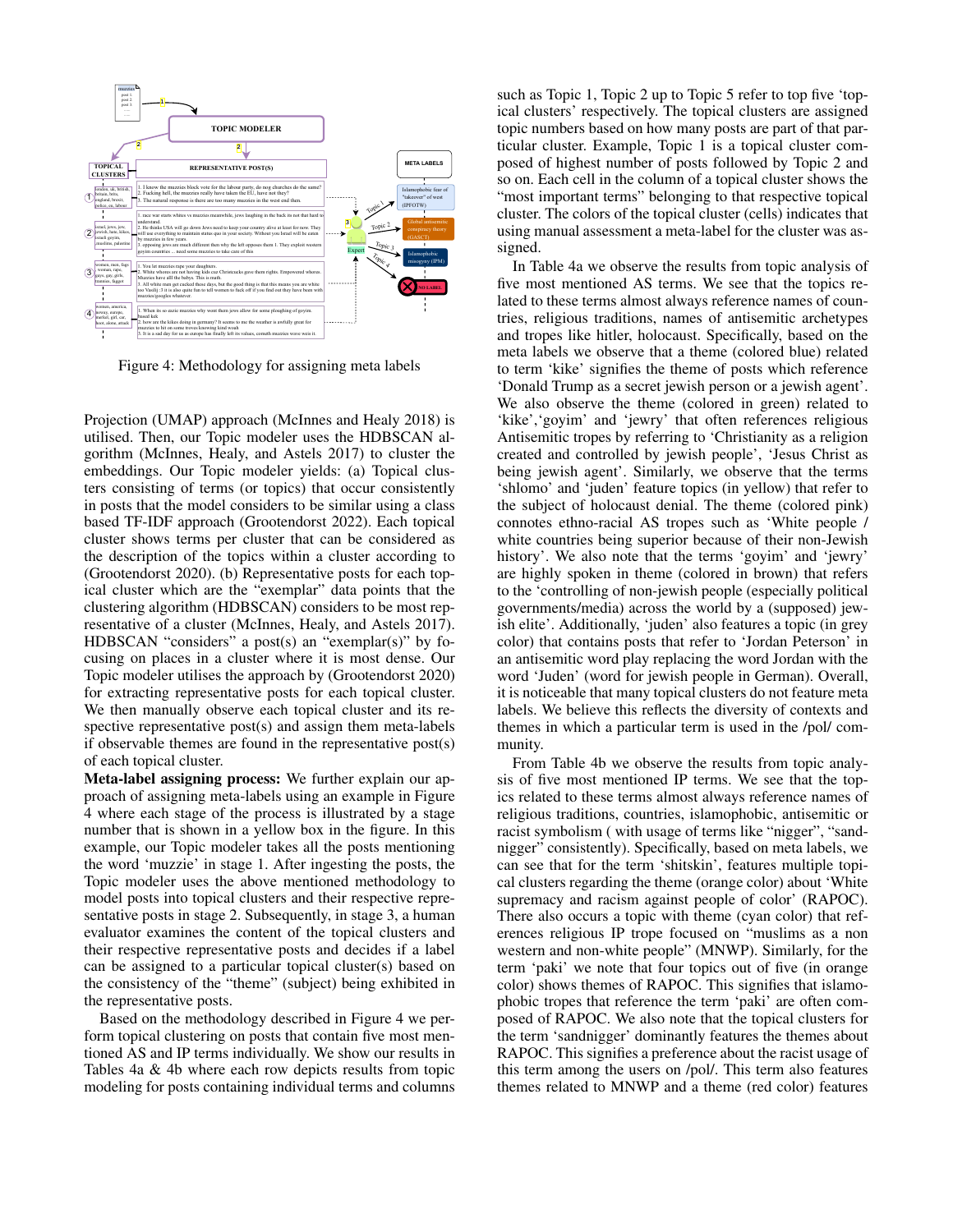Figure 4: Methodology for assigning meta labels

Projection (UMAP) approach (McInnes and Healy 2018) is utilised. Then, our Topic modeler uses the HDBSCAN algorithm (McInnes, Healy, and Astels 2017) to cluster the embeddings. Our Topic modeler yields: (a) Topical clusters consisting of terms (or topics) that occur consistently in posts that the model considers to be similar using a class based TF-IDF approach (Grootendorst 2022). Each topical cluster shows terms per cluster that can be considered as the description of the topics within a cluster according to (Grootendorst 2020). (b) Representative posts for each topical cluster which are the "exemplar" data points that the clustering algorithm (HDBSCAN) considers to be most representative of a cluster (McInnes, Healy, and Astels 2017). HDBSCAN "considers" a post(s) an "exemplar(s)" by focusing on places in a cluster where it is most dense. Our Topic modeler utilises the approach by (Grootendorst 2020) for extracting representative posts for each topical cluster. We then manually observe each topical cluster and its respective representative post(s) and assign them meta-labels if observable themes are found in the representative post(s) of each topical cluster.

**Meta-label assigning process:** We further explain our approach of assigning meta-labels using an example in Figure 4 where each stage of the process is illustrated by a stage number that is shown in a yellow box in the figure. In this example, our Topic modeler takes all the posts mentioning the word 'muzzie' in stage 1. After ingesting the posts, the Topic modeler uses the above mentioned methodology to model posts into topical clusters and their respective representative posts in stage 2. Subsequently, in stage 3, a human evaluator examines the content of the topical clusters and their respective representative posts and decides if a label can be assigned to a particular topical cluster(s) based on the consistency of the "theme" (subject) being exhibited in the representative posts.

Based on the methodology described in Figure 4 we perform topical clustering on posts that contain five most mentioned AS and IP terms individually. We show our results in Tables 4a & 4b where each row depicts results from topic modeling for posts containing individual terms and columns such as Topic 1, Topic 2 up to Topic 5 refer to top five 'topical clusters' respectively. The topical clusters are assigned topic numbers based on how many posts are part of that particular cluster. Example, Topic 1 is a topical cluster composed of highest number of posts followed by Topic 2 and so on. Each cell in the column of a topical cluster shows the "most important terms" belonging to that respective topical cluster. The colors of the topical cluster (cells) indicates that using manual assessment a meta-label for the cluster was assigned.

In Table 4a we observe the results from topic analysis of five most mentioned AS terms. We see that the topics related to these terms almost always reference names of countries, religious traditions, names of antisemitic archetypes and tropes like hitler, holocaust. Specifically, based on the meta labels we observe that a theme (colored blue) related to term 'kike' signifies the theme of posts which reference 'Donald Trump as a secret jewish person or a jewish agent'. We also observe the theme (colored in green) related to 'kike','goyim' and 'jewry' that often references religious Antisemitic tropes by referring to 'Christianity as a religion created and controlled by jewish people', 'Jesus Christ as being jewish agent'. Similarly, we observe that the terms 'shlomo' and 'juden' feature topics (in yellow) that refer to the subject of holocaust denial. The theme (colored pink) connotes ethno-racial AS tropes such as 'White people / white countries being superior because of their non-Jewish history'. We also note that the terms 'goyim' and 'jewry' are highly spoken in theme (colored in brown) that refers to the 'controlling of non-jewish people (especially political governments/media) across the world by a (supposed) jewish elite'. Additionally, 'juden' also features a topic (in grey color) that contains posts that refer to 'Jordan Peterson' in an antisemitic word play replacing the word Jordan with the word 'Juden' (word for jewish people in German). Overall, it is noticeable that many topical clusters do not feature meta labels. We believe this reflects the diversity of contexts and themes in which a particular term is used in the /pol/ community.

From Table 4b we observe the results from topic analysis of five most mentioned IP terms. We see that the topics related to these terms almost always reference names of religious traditions, countries, islamophobic, antisemitic or racist symbolism ( with usage of terms like "nigger", "sandnigger" consistently). Specifically, based on meta labels, we can see that for the term 'shitskin', features multiple topical clusters regarding the theme (orange color) about 'White supremacy and racism against people of color' (RAPOC). There also occurs a topic with theme (cyan color) that references religious IP trope focused on "muslims as a non western and non-white people" (MNWP). Similarly, for the term 'paki' we note that four topics out of five (in orange color) shows themes of RAPOC. This signifies that islamophobic tropes that reference the term 'paki' are often composed of RAPOC. We also note that the topical clusters for the term 'sandnigger' dominantly features the themes about RAPOC. This signifies a preference about the racist usage of this term among the users on /pol/. This term also features themes related to MNWP and a theme (red color) features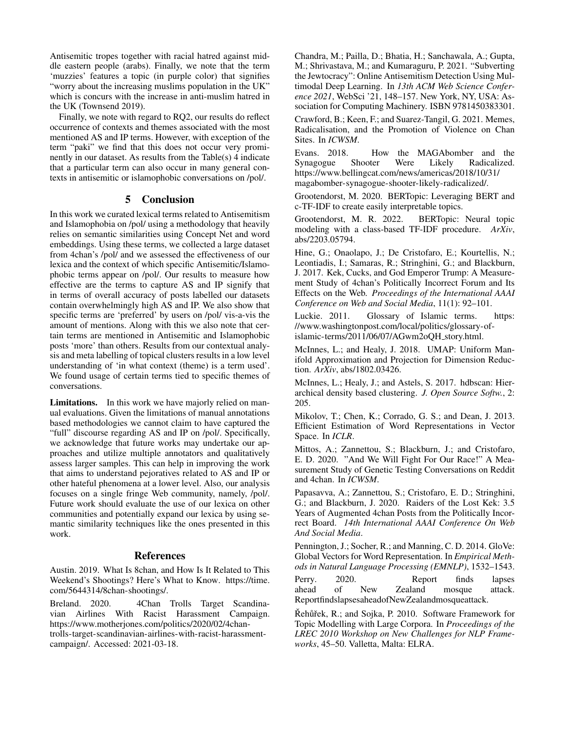Antisemitic tropes together with racial hatred against middle eastern people (arabs). Finally, we note that the term 'muzzies' features a topic (in purple color) that signifies "worry about the increasing muslims population in the UK" which is concurs with the increase in anti-muslim hatred in the UK (Townsend 2019).

Finally, we note with regard to RQ2, our results do reflect occurrence of contexts and themes associated with the most mentioned AS and IP terms. However, with exception of the term "paki" we find that this does not occur very prominently in our dataset. As results from the Table(s) 4 indicate that a particular term can also occur in many general contexts in antisemitic or islamophobic conversations on /pol/.

## 5 Conclusion

In this work we curated lexical terms related to Antisemitism and Islamophobia on /pol/ using a methodology that heavily relies on semantic similarities using Concept Net and word embeddings. Using these terms, we collected a large dataset from 4chan's /pol/ and we assessed the effectiveness of our lexica and the context of which specific Antisemitic/Islamophobic terms appear on /pol/. Our results to measure how effective are the terms to capture AS and IP signify that in terms of overall accuracy of posts labelled our datasets contain overwhelmingly high AS and IP. We also show that specific terms are 'preferred' by users on /pol/ vis-a-vis the amount of mentions. Along with this we also note that certain terms are mentioned in Antisemitic and Islamophobic posts 'more' than others. Results from our contextual analysis and meta labelling of topical clusters results in a low level understanding of 'in what context (theme) is a term used'. We found usage of certain terms tied to specific themes of conversations.

**Limitations.** In this work we have majorly relied on manual evaluations. Given the limitations of manual annotations based methodologies we cannot claim to have captured the "full" discourse regarding AS and IP on /pol/. Specifically, we acknowledge that future works may undertake our approaches and utilize multiple annotators and qualitatively assess larger samples. This can help in improving the work that aims to understand pejoratives related to AS and IP or other hateful phenomena at a lower level. Also, our analysis focuses on a single fringe Web community, namely, /pol/. Future work should evaluate the use of our lexica on other communities and potentially expand our lexica by using semantic similarity techniques like the ones presented in this work.

## References

Austin. 2019. What Is 8chan, and How Is It Related to This Weekend's Shootings? Here's What to Know. https://time.com/5644314/8chan-shootings/.

Breland. 2020. 4Chan Trolls Target Scandinavian Airlines With Racist Harassment Campaign. https://www.motherjones.com/politics/2020/02/4chan-trolls-target-scandinavian-airlines-with-racist-harassment-campaign/. Accessed: 2021-03-18.

Chandra, M.; Pailla, D.; Bhatia, H.; Sanchawala, A.; Gupta, M.; Shrivastava, M.; and Kumaraguru, P. 2021. "Subverting the Jewtocracy": Online Antisemitism Detection Using Multimodal Deep Learning. In *13th ACM Web Science Conference 2021*, WebSci '21, 148–157. New York, NY, USA: Association for Computing Machinery. ISBN 9781450383301.

Crawford, B.; Keen, F.; and Suarez-Tangil, G. 2021. Memes, Radicalisation, and the Promotion of Violence on Chan Sites. In *ICWSM*.

Evans. 2018. How the MAGAbomber and the Synagogue Shooter Were Likely Radicalized. https://www.bellingcat.com/news/americas/2018/10/31/magabomber-synagogue-shooter-likely-radicalized/.

Grootendorst, M. 2020. BERTopic: Leveraging BERT and c-TF-IDF to create easily interpretable topics.

Grootendorst, M. R. 2022. BERTopic: Neural topic modeling with a class-based TF-IDF procedure. *ArXiv*, abs/2203.05794.

Hine, G.; Onaolapo, J.; De Cristofaro, E.; Kourtellis, N.; Leontiadis, I.; Samaras, R.; Stringhini, G.; and Blackburn, J. 2017. Kek, Cucks, and God Emperor Trump: A Measurement Study of 4chan's Politically Incorrect Forum and Its Effects on the Web. *Proceedings of the International AAAI Conference on Web and Social Media*, 11(1): 92–101.

Luckie. 2011. Glossary of Islamic terms. https://www.washingtonpost.com/local/politics/glossary-of-islamic-terms/2011/06/07/AGwm2oQH_story.html.

McInnes, L.; and Healy, J. 2018. UMAP: Uniform Manifold Approximation and Projection for Dimension Reduction. *ArXiv*, abs/1802.03426.

McInnes, L.; Healy, J.; and Astels, S. 2017. hdbscan: Hierarchical density based clustering. *J. Open Source Softw.*, 2: 205.

Mikolov, T.; Chen, K.; Corrado, G. S.; and Dean, J. 2013. Efficient Estimation of Word Representations in Vector Space. In *ICLR*.

Mittos, A.; Zannettou, S.; Blackburn, J.; and Cristofaro, E. D. 2020. "And We Will Fight For Our Race!" A Measurement Study of Genetic Testing Conversations on Reddit and 4chan. In *ICWSM*.

Papasavva, A.; Zannettou, S.; Cristofaro, E. D.; Stringhini, G.; and Blackburn, J. 2020. Raiders of the Lost Kek: 3.5 Years of Augmented 4chan Posts from the Politically Incorrect Board. *14th International AAAI Conference On Web And Social Media*.

Pennington, J.; Socher, R.; and Manning, C. D. 2014. GloVe: Global Vectors for Word Representation. In *Empirical Methods in Natural Language Processing (EMNLP)*, 1532–1543.

Perry. 2020. Report finds lapses ahead of New Zealand mosque attack. ReportfindslapsesaheadofNewZealandmosqueattack.

Řehůřek, R.; and Sojka, P. 2010. Software Framework for Topic Modelling with Large Corpora. In *Proceedings of the LREC 2010 Workshop on New Challenges for NLP Frameworks*, 45–50. Valletta, Malta: ELRA.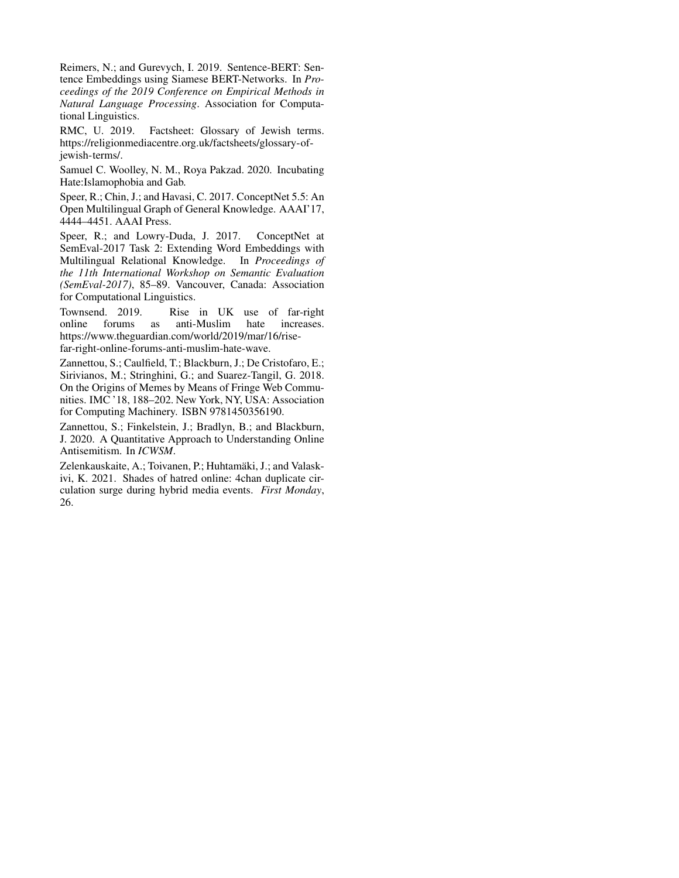Reimers, N.; and Gurevych, I. 2019. Sentence-BERT: Sentence Embeddings using Siamese BERT-Networks. In *Proceedings of the 2019 Conference on Empirical Methods in Natural Language Processing*. Association for Computational Linguistics.

RMC, U. 2019. Factsheet: Glossary of Jewish terms. https://religionmediacentre.org.uk/factsheets/glossary-of-jewish-terms/.

Samuel C. Woolley, N. M., Roya Pakzad. 2020. Incubating Hate:Islamophobia and Gab.

Speer, R.; Chin, J.; and Havasi, C. 2017. ConceptNet 5.5: An Open Multilingual Graph of General Knowledge. AAAI'17, 4444–4451. AAAI Press.

Speer, R.; and Lowry-Duda, J. 2017. ConceptNet at SemEval-2017 Task 2: Extending Word Embeddings with Multilingual Relational Knowledge. In *Proceedings of the 11th International Workshop on Semantic Evaluation (SemEval-2017)*, 85–89. Vancouver, Canada: Association for Computational Linguistics.

Townsend. 2019. Rise in UK use of far-right online forums as anti-Muslim hate increases. https://www.theguardian.com/world/2019/mar/16/rise-far-right-online-forums-anti-muslim-hate-wave.

Zannettou, S.; Caulfield, T.; Blackburn, J.; De Cristofaro, E.; Sirivianos, M.; Stringhini, G.; and Suarez-Tangil, G. 2018. On the Origins of Memes by Means of Fringe Web Communities. IMC '18, 188–202. New York, NY, USA: Association for Computing Machinery. ISBN 9781450356190.

Zannettou, S.; Finkelstein, J.; Bradlyn, B.; and Blackburn, J. 2020. A Quantitative Approach to Understanding Online Antisemitism. In *ICWSM*.

Zelenkauskaite, A.; Toivanen, P.; Huhtamäki, J.; and Valaskivi, K. 2021. Shades of hatred online: 4chan duplicate circulation surge during hybrid media events. *First Monday*, 26.